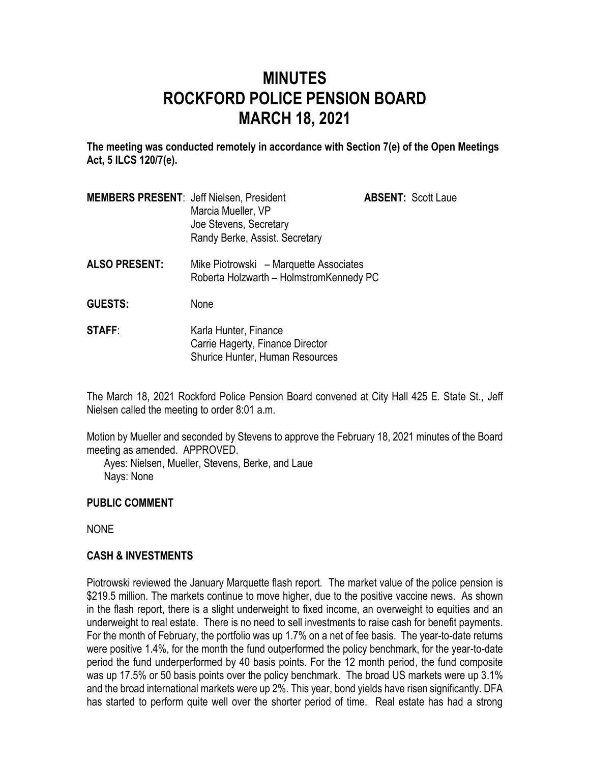# MINUTES
# ROCKFORD POLICE PENSION BOARD
# MARCH 18, 2021

**The meeting was conducted remotely in accordance with Section 7(e) of the Open Meetings Act, 5 ILCS 120/7(e).**

**MEMBERS PRESENT**: Jeff Nielsen, President
Marcia Mueller, VP
Joe Stevens, Secretary
Randy Berke, Assist. Secretary

**ABSENT:** Scott Laue

**ALSO PRESENT:** Mike Piotrowski – Marquette Associates
Roberta Holzwarth – HolmstromKennedy PC

**GUESTS:** None

**STAFF**: Karla Hunter, Finance
Carrie Hagerty, Finance Director
Shurice Hunter, Human Resources

The March 18, 2021 Rockford Police Pension Board convened at City Hall 425 E. State St., Jeff Nielsen called the meeting to order 8:01 a.m.

Motion by Mueller and seconded by Stevens to approve the February 18, 2021 minutes of the Board meeting as amended. APPROVED.
Ayes: Nielsen, Mueller, Stevens, Berke, and Laue
Nays: None

## PUBLIC COMMENT

NONE

## CASH & INVESTMENTS

Piotrowski reviewed the January Marquette flash report. The market value of the police pension is $219.5 million. The markets continue to move higher, due to the positive vaccine news. As shown in the flash report, there is a slight underweight to fixed income, an overweight to equities and an underweight to real estate. There is no need to sell investments to raise cash for benefit payments. For the month of February, the portfolio was up 1.7% on a net of fee basis. The year-to-date returns were positive 1.4%, for the month the fund outperformed the policy benchmark, for the year-to-date period the fund underperformed by 40 basis points. For the 12 month period, the fund composite was up 17.5% or 50 basis points over the policy benchmark. The broad US markets were up 3.1% and the broad international markets were up 2%. This year, bond yields have risen significantly. DFA has started to perform quite well over the shorter period of time. Real estate has had a strong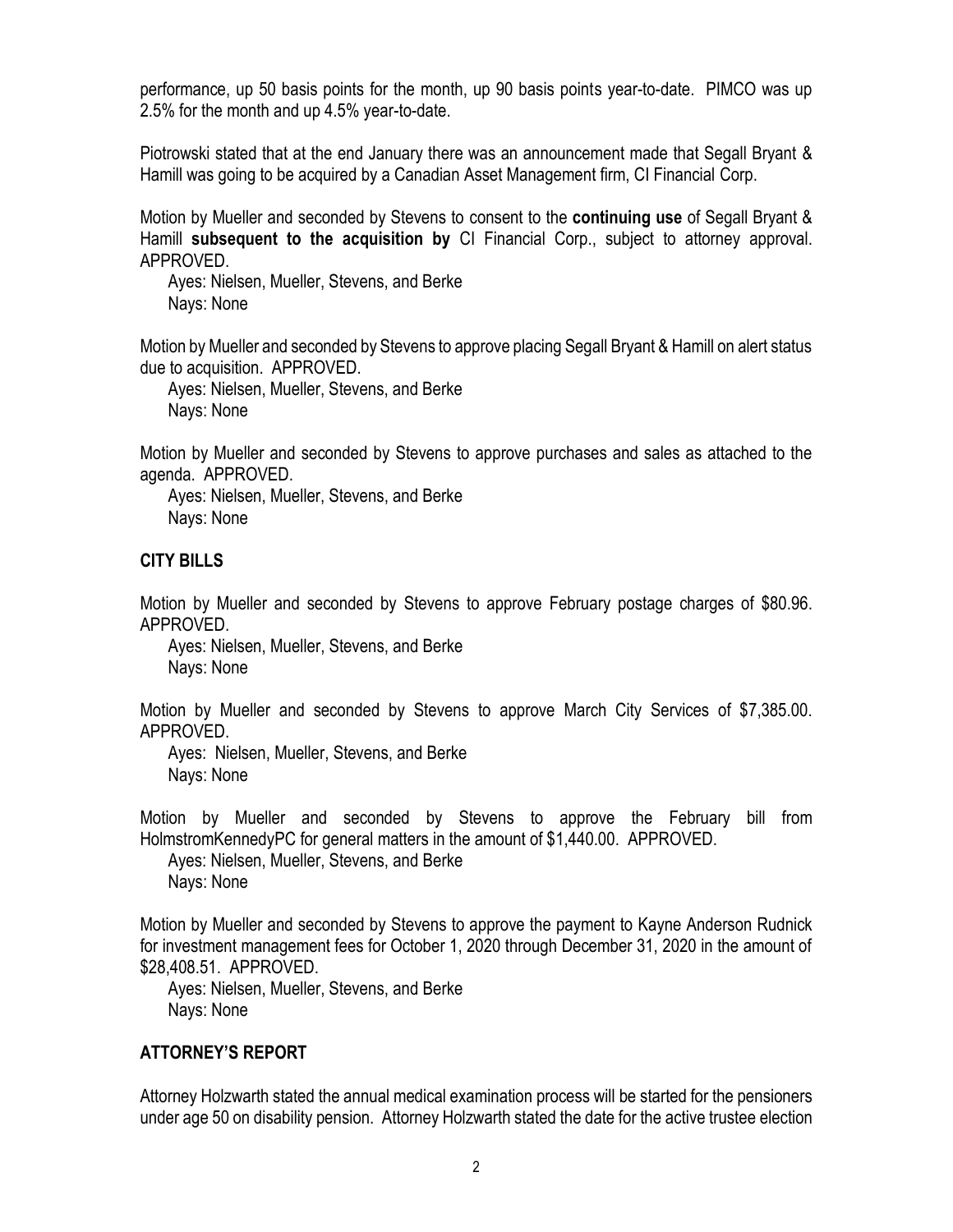performance, up 50 basis points for the month, up 90 basis points year-to-date. PIMCO was up 2.5% for the month and up 4.5% year-to-date.

Piotrowski stated that at the end January there was an announcement made that Segall Bryant & Hamill was going to be acquired by a Canadian Asset Management firm, CI Financial Corp.

Motion by Mueller and seconded by Stevens to consent to the **continuing use** of Segall Bryant & Hamill **subsequent to the acquisition by** CI Financial Corp., subject to attorney approval. APPROVED.

Ayes: Nielsen, Mueller, Stevens, and Berke
Nays: None

Motion by Mueller and seconded by Stevens to approve placing Segall Bryant & Hamill on alert status due to acquisition. APPROVED.

Ayes: Nielsen, Mueller, Stevens, and Berke
Nays: None

Motion by Mueller and seconded by Stevens to approve purchases and sales as attached to the agenda. APPROVED.

Ayes: Nielsen, Mueller, Stevens, and Berke
Nays: None

## CITY BILLS

Motion by Mueller and seconded by Stevens to approve February postage charges of $80.96. APPROVED.

Ayes: Nielsen, Mueller, Stevens, and Berke
Nays: None

Motion by Mueller and seconded by Stevens to approve March City Services of $7,385.00. APPROVED.

Ayes: Nielsen, Mueller, Stevens, and Berke
Nays: None

Motion by Mueller and seconded by Stevens to approve the February bill from HolmstromKennedyPC for general matters in the amount of $1,440.00. APPROVED.

Ayes: Nielsen, Mueller, Stevens, and Berke
Nays: None

Motion by Mueller and seconded by Stevens to approve the payment to Kayne Anderson Rudnick for investment management fees for October 1, 2020 through December 31, 2020 in the amount of $28,408.51. APPROVED.

Ayes: Nielsen, Mueller, Stevens, and Berke
Nays: None

## ATTORNEY'S REPORT

Attorney Holzwarth stated the annual medical examination process will be started for the pensioners under age 50 on disability pension. Attorney Holzwarth stated the date for the active trustee election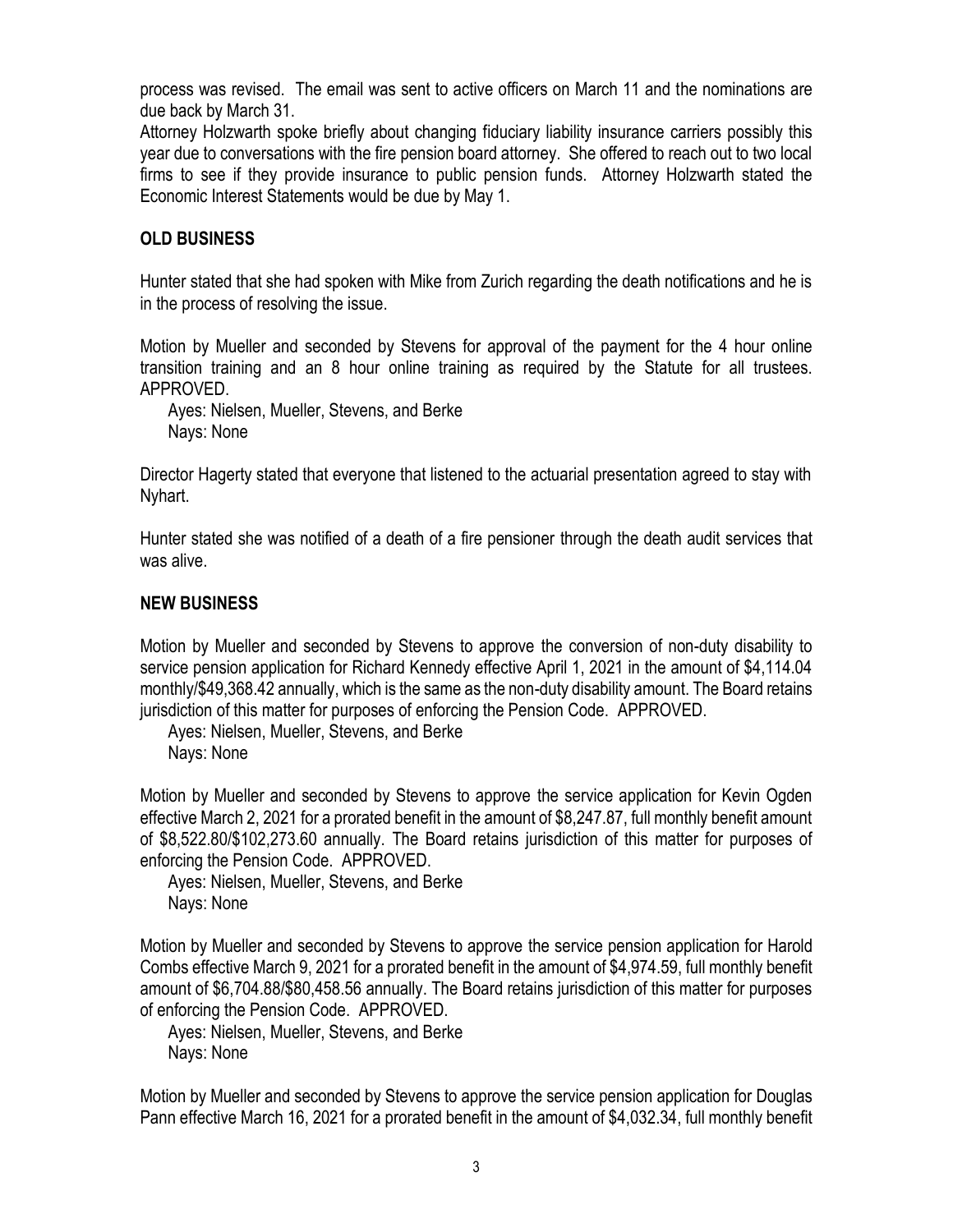process was revised. The email was sent to active officers on March 11 and the nominations are due back by March 31.

Attorney Holzwarth spoke briefly about changing fiduciary liability insurance carriers possibly this year due to conversations with the fire pension board attorney. She offered to reach out to two local firms to see if they provide insurance to public pension funds. Attorney Holzwarth stated the Economic Interest Statements would be due by May 1.

## OLD BUSINESS

Hunter stated that she had spoken with Mike from Zurich regarding the death notifications and he is in the process of resolving the issue.

Motion by Mueller and seconded by Stevens for approval of the payment for the 4 hour online transition training and an 8 hour online training as required by the Statute for all trustees. APPROVED.

Ayes: Nielsen, Mueller, Stevens, and Berke
Nays: None

Director Hagerty stated that everyone that listened to the actuarial presentation agreed to stay with Nyhart.

Hunter stated she was notified of a death of a fire pensioner through the death audit services that was alive.

## NEW BUSINESS

Motion by Mueller and seconded by Stevens to approve the conversion of non-duty disability to service pension application for Richard Kennedy effective April 1, 2021 in the amount of $4,114.04 monthly/$49,368.42 annually, which is the same as the non-duty disability amount. The Board retains jurisdiction of this matter for purposes of enforcing the Pension Code. APPROVED.

Ayes: Nielsen, Mueller, Stevens, and Berke
Nays: None

Motion by Mueller and seconded by Stevens to approve the service application for Kevin Ogden effective March 2, 2021 for a prorated benefit in the amount of $8,247.87, full monthly benefit amount of $8,522.80/$102,273.60 annually. The Board retains jurisdiction of this matter for purposes of enforcing the Pension Code. APPROVED.

Ayes: Nielsen, Mueller, Stevens, and Berke
Nays: None

Motion by Mueller and seconded by Stevens to approve the service pension application for Harold Combs effective March 9, 2021 for a prorated benefit in the amount of $4,974.59, full monthly benefit amount of $6,704.88/$80,458.56 annually. The Board retains jurisdiction of this matter for purposes of enforcing the Pension Code. APPROVED.

Ayes: Nielsen, Mueller, Stevens, and Berke
Nays: None

Motion by Mueller and seconded by Stevens to approve the service pension application for Douglas Pann effective March 16, 2021 for a prorated benefit in the amount of $4,032.34, full monthly benefit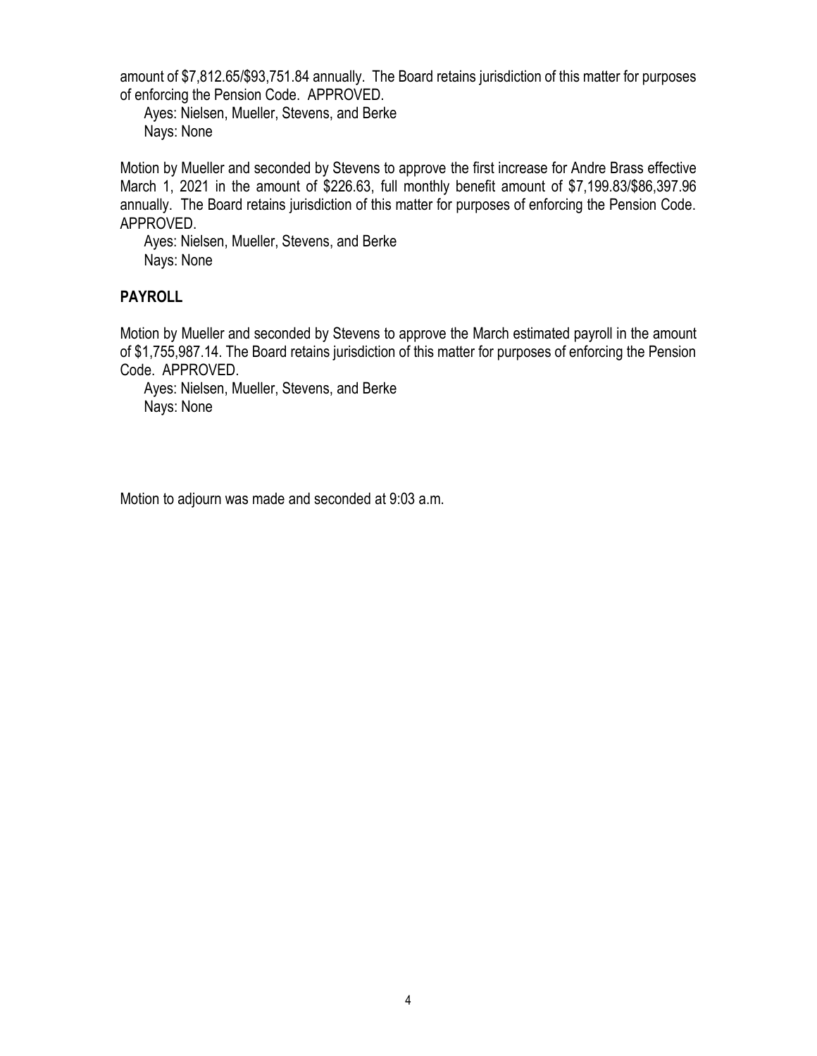amount of $7,812.65/$93,751.84 annually. The Board retains jurisdiction of this matter for purposes of enforcing the Pension Code. APPROVED.

Ayes: Nielsen, Mueller, Stevens, and Berke
Nays: None

Motion by Mueller and seconded by Stevens to approve the first increase for Andre Brass effective March 1, 2021 in the amount of $226.63, full monthly benefit amount of $7,199.83/$86,397.96 annually. The Board retains jurisdiction of this matter for purposes of enforcing the Pension Code. APPROVED.

Ayes: Nielsen, Mueller, Stevens, and Berke
Nays: None

## PAYROLL

Motion by Mueller and seconded by Stevens to approve the March estimated payroll in the amount of $1,755,987.14. The Board retains jurisdiction of this matter for purposes of enforcing the Pension Code. APPROVED.

Ayes: Nielsen, Mueller, Stevens, and Berke
Nays: None

Motion to adjourn was made and seconded at 9:03 a.m.